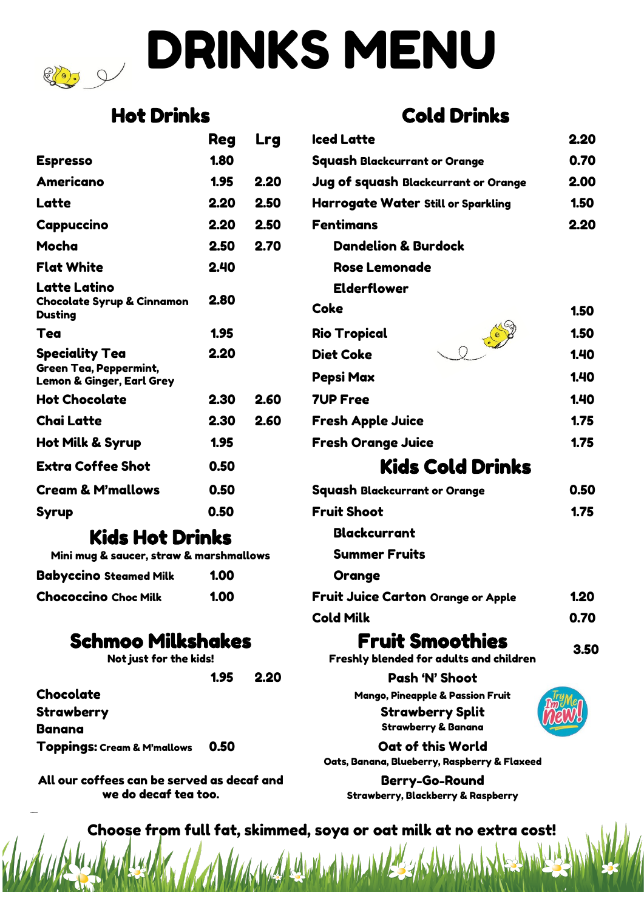# DRINKS MENU

## Hot Drinks

| | Reg | Lrg |
|---|---|---|
| Espresso | 1.80 | |
| Americano | 1.95 | 2.20 |
| Latte | 2.20 | 2.50 |
| Cappuccino | 2.20 | 2.50 |
| Mocha | 2.50 | 2.70 |
| Flat White | 2.40 | |
| Latte Latino<br>Chocolate Syrup & Cinnamon Dusting | 2.80 | |
| Tea | 1.95 | |
| Speciality Tea<br>Green Tea, Peppermint, Lemon & Ginger, Earl Grey | 2.20 | |
| Hot Chocolate | 2.30 | 2.60 |
| Chai Latte | 2.30 | 2.60 |
| Hot Milk & Syrup | 1.95 | |
| Extra Coffee Shot | 0.50 | |
| Cream & M'mallows | 0.50 | |
| Syrup | 0.50 | |

## Kids Hot Drinks

Mini mug & saucer, straw & marshmallows

| | |
|---|---|
| Babyccino Steamed Milk | 1.00 |
| Chococcino Choc Milk | 1.00 |

## Schmoo Milkshakes

Not just for the kids!

| | | |
|---|---|---|
| | 1.95 | 2.20 |
| Chocolate | | |
| Strawberry | | |
| Banana | | |
| Toppings: Cream & M'mallows | 0.50 | |

All our coffees can be served as decaf and we do decaf tea too.

## Cold Drinks

| | |
|---|---|
| Iced Latte | 2.20 |
| Squash Blackcurrant or Orange | 0.70 |
| Jug of squash Blackcurrant or Orange | 2.00 |
| Harrogate Water Still or Sparkling | 1.50 |
| Fentimans<br>Dandelion & Burdock<br>Rose Lemonade<br>Elderflower | 2.20 |
| Coke | 1.50 |
| Rio Tropical | 1.50 |
| Diet Coke | 1.40 |
| Pepsi Max | 1.40 |
| 7UP Free | 1.40 |
| Fresh Apple Juice | 1.75 |
| Fresh Orange Juice | 1.75 |

## Kids Cold Drinks

| | |
|---|---|
| Squash Blackcurrant or Orange | 0.50 |
| Fruit Shoot<br>Blackcurrant<br>Summer Fruits<br>Orange | 1.75 |
| Fruit Juice Carton Orange or Apple | 1.20 |
| Cold Milk | 0.70 |

## Fruit Smoothies — 3.50

Freshly blended for adults and children

**Pash 'N' Shoot**
Mango, Pineapple & Passion Fruit

**Strawberry Split**
Strawberry & Banana

Try Me I'm New!

**Oat of this World**
Oats, Banana, Blueberry, Raspberry & Flaxeed

**Berry-Go-Round**
Strawberry, Blackberry & Raspberry

**Choose from full fat, skimmed, soya or oat milk at no extra cost!**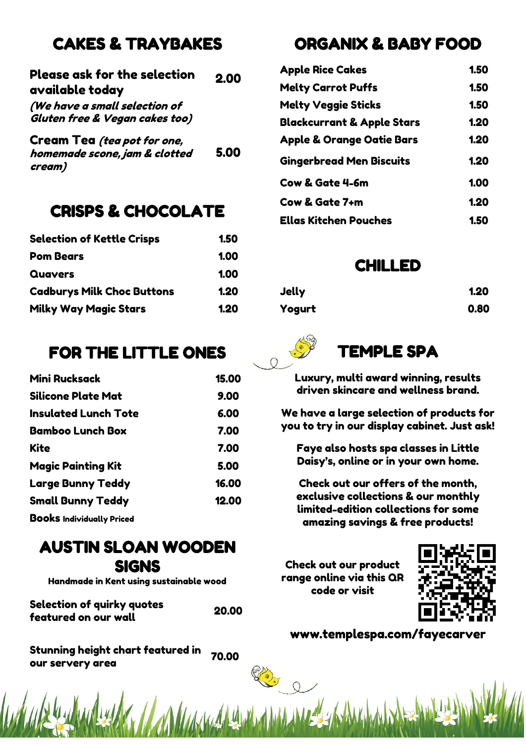## CAKES & TRAYBAKES

| | |
|---|---|
| **Please ask for the selection available today** *(We have a small selection of Gluten free & Vegan cakes too)* | 2.00 |
| **Cream Tea** *(tea pot for one, homemade scone, jam & clotted cream)* | 5.00 |

## CRISPS & CHOCOLATE

| | |
|---|---|
| Selection of Kettle Crisps | 1.50 |
| Pom Bears | 1.00 |
| Quavers | 1.00 |
| Cadburys Milk Choc Buttons | 1.20 |
| Milky Way Magic Stars | 1.20 |

## FOR THE LITTLE ONES

| | |
|---|---|
| Mini Rucksack | 15.00 |
| Silicone Plate Mat | 9.00 |
| Insulated Lunch Tote | 6.00 |
| Bamboo Lunch Box | 7.00 |
| Kite | 7.00 |
| Magic Painting Kit | 5.00 |
| Large Bunny Teddy | 16.00 |
| Small Bunny Teddy | 12.00 |
| Books Individually Priced | |

## AUSTIN SLOAN WOODEN SIGNS

Handmade in Kent using sustainable wood

| | |
|---|---|
| Selection of quirky quotes featured on our wall | 20.00 |
| Stunning height chart featured in our servery area | 70.00 |

## ORGANIX & BABY FOOD

| | |
|---|---|
| Apple Rice Cakes | 1.50 |
| Melty Carrot Puffs | 1.50 |
| Melty Veggie Sticks | 1.50 |
| Blackcurrant & Apple Stars | 1.20 |
| Apple & Orange Oatie Bars | 1.20 |
| Gingerbread Men Biscuits | 1.20 |
| Cow & Gate 4-6m | 1.00 |
| Cow & Gate 7+m | 1.20 |
| Ellas Kitchen Pouches | 1.50 |

## CHILLED

| | |
|---|---|
| Jelly | 1.20 |
| Yogurt | 0.80 |

## TEMPLE SPA

Luxury, multi award winning, results driven skincare and wellness brand.

We have a large selection of products for you to try in our display cabinet. Just ask!

Faye also hosts spa classes in Little Daisy's, online or in your own home.

Check out our offers of the month, exclusive collections & our monthly limited-edition collections for some amazing savings & free products!

Check out our product range online via this QR code or visit

www.templespa.com/fayecarver